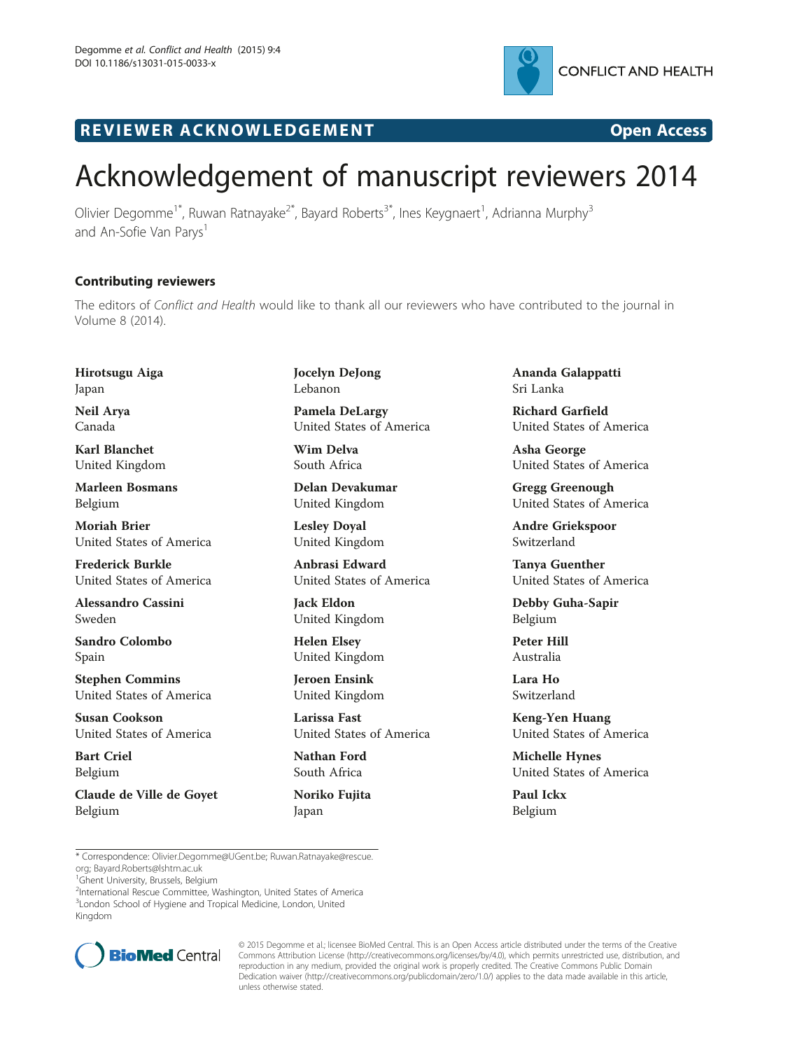REVIEWER ACKNOWLEDGEMENT

Open Access

# Acknowledgement of manuscript reviewers 2014

Olivier Degomme[1*], Ruwan Ratnayake[2*], Bayard Roberts[3*], Ines Keygnaert[1], Adrianna Murphy[3] and An-Sofie Van Parys[1]

## Contributing reviewers

The editors of *Conflict and Health* would like to thank all our reviewers who have contributed to the journal in Volume 8 (2014).

**Hirotsugu Aiga**
Japan

**Neil Arya**
Canada

**Karl Blanchet**
United Kingdom

**Marleen Bosmans**
Belgium

**Moriah Brier**
United States of America

**Frederick Burkle**
United States of America

**Alessandro Cassini**
Sweden

**Sandro Colombo**
Spain

**Stephen Commins**
United States of America

**Susan Cookson**
United States of America

**Bart Criel**
Belgium

**Claude de Ville de Goyet**
Belgium

**Jocelyn DeJong**
Lebanon

**Pamela DeLargy**
United States of America

**Wim Delva**
South Africa

**Delan Devakumar**
United Kingdom

**Lesley Doyal**
United Kingdom

**Anbrasi Edward**
United States of America

**Jack Eldon**
United Kingdom

**Helen Elsey**
United Kingdom

**Jeroen Ensink**
United Kingdom

**Larissa Fast**
United States of America

**Nathan Ford**
South Africa

**Noriko Fujita**
Japan

**Ananda Galappatti**
Sri Lanka

**Richard Garfield**
United States of America

**Asha George**
United States of America

**Gregg Greenough**
United States of America

**Andre Griekspoor**
Switzerland

**Tanya Guenther**
United States of America

**Debby Guha-Sapir**
Belgium

**Peter Hill**
Australia

**Lara Ho**
Switzerland

**Keng-Yen Huang**
United States of America

**Michelle Hynes**
United States of America

**Paul Ickx**
Belgium

\* Correspondence: Olivier.Degomme@UGent.be; Ruwan.Ratnayake@rescue.org; Bayard.Roberts@lshtm.ac.uk
[1]Ghent University, Brussels, Belgium
[2]International Rescue Committee, Washington, United States of America
[3]London School of Hygiene and Tropical Medicine, London, United Kingdom

© 2015 Degomme et al.; licensee BioMed Central. This is an Open Access article distributed under the terms of the Creative Commons Attribution License (http://creativecommons.org/licenses/by/4.0), which permits unrestricted use, distribution, and reproduction in any medium, provided the original work is properly credited. The Creative Commons Public Domain Dedication waiver (http://creativecommons.org/publicdomain/zero/1.0/) applies to the data made available in this article, unless otherwise stated.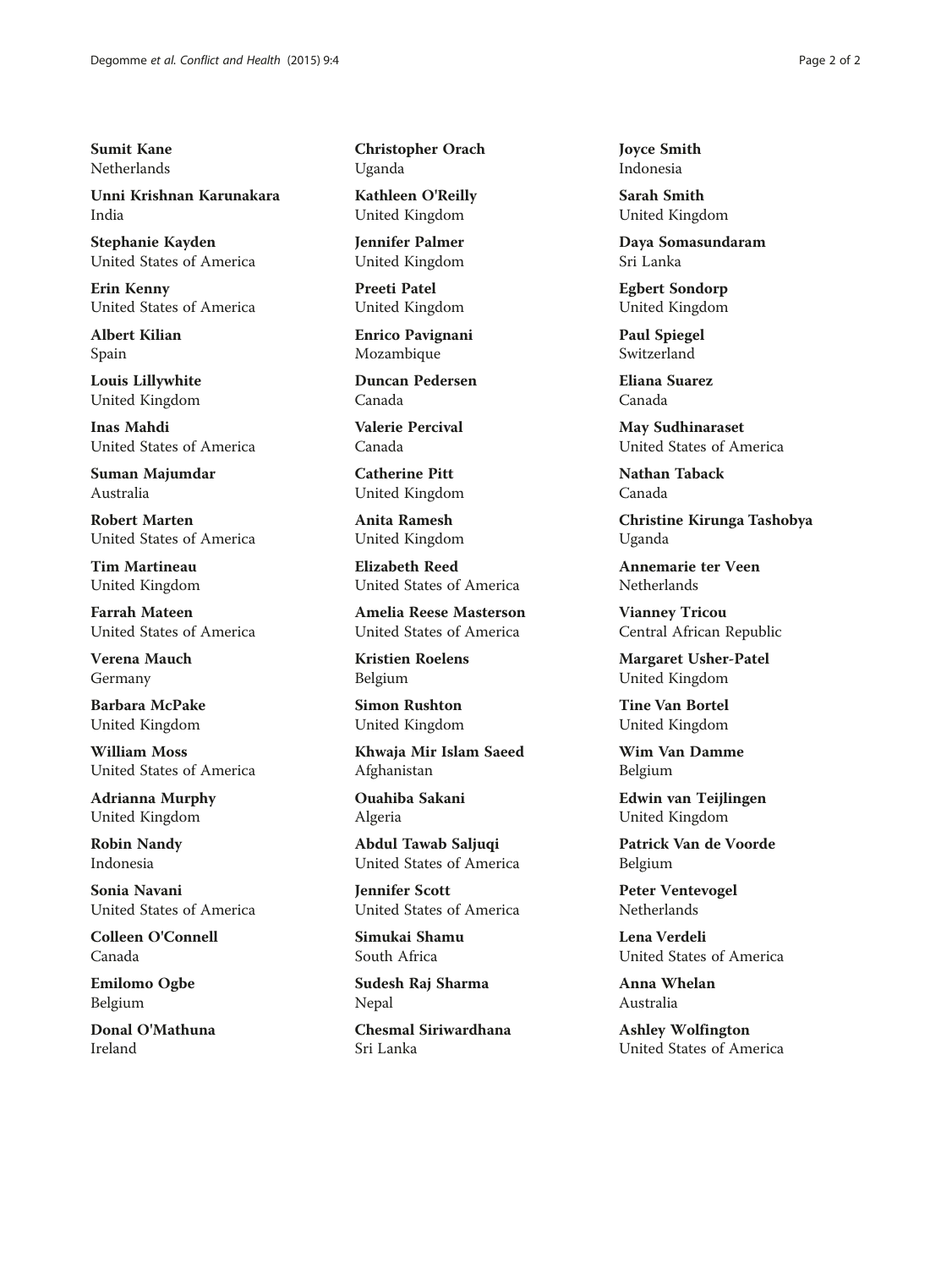**Sumit Kane**
Netherlands

**Unni Krishnan Karunakara**
India

**Stephanie Kayden**
United States of America

**Erin Kenny**
United States of America

**Albert Kilian**
Spain

**Louis Lillywhite**
United Kingdom

**Inas Mahdi**
United States of America

**Suman Majumdar**
Australia

**Robert Marten**
United States of America

**Tim Martineau**
United Kingdom

**Farrah Mateen**
United States of America

**Verena Mauch**
Germany

**Barbara McPake**
United Kingdom

**William Moss**
United States of America

**Adrianna Murphy**
United Kingdom

**Robin Nandy**
Indonesia

**Sonia Navani**
United States of America

**Colleen O'Connell**
Canada

**Emilomo Ogbe**
Belgium

**Donal O'Mathuna**
Ireland

**Christopher Orach**
Uganda

**Kathleen O'Reilly**
United Kingdom

**Jennifer Palmer**
United Kingdom

**Preeti Patel**
United Kingdom

**Enrico Pavignani**
Mozambique

**Duncan Pedersen**
Canada

**Valerie Percival**
Canada

**Catherine Pitt**
United Kingdom

**Anita Ramesh**
United Kingdom

**Elizabeth Reed**
United States of America

**Amelia Reese Masterson**
United States of America

**Kristien Roelens**
Belgium

**Simon Rushton**
United Kingdom

**Khwaja Mir Islam Saeed**
Afghanistan

**Ouahiba Sakani**
Algeria

**Abdul Tawab Saljuqi**
United States of America

**Jennifer Scott**
United States of America

**Simukai Shamu**
South Africa

**Sudesh Raj Sharma**
Nepal

**Chesmal Siriwardhana**
Sri Lanka

**Joyce Smith**
Indonesia

**Sarah Smith**
United Kingdom

**Daya Somasundaram**
Sri Lanka

**Egbert Sondorp**
United Kingdom

**Paul Spiegel**
Switzerland

**Eliana Suarez**
Canada

**May Sudhinaraset**
United States of America

**Nathan Taback**
Canada

**Christine Kirunga Tashobya**
Uganda

**Annemarie ter Veen**
Netherlands

**Vianney Tricou**
Central African Republic

**Margaret Usher-Patel**
United Kingdom

**Tine Van Bortel**
United Kingdom

**Wim Van Damme**
Belgium

**Edwin van Teijlingen**
United Kingdom

**Patrick Van de Voorde**
Belgium

**Peter Ventevogel**
Netherlands

**Lena Verdeli**
United States of America

**Anna Whelan**
Australia

**Ashley Wolfington**
United States of America